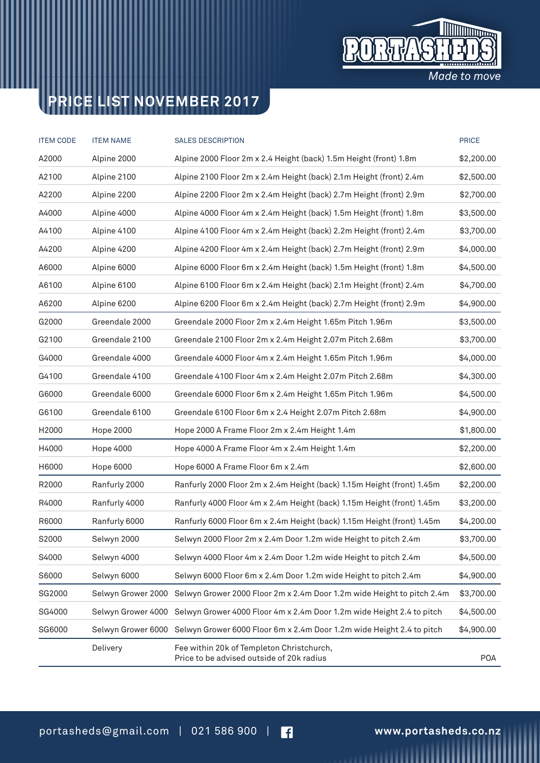PORTASHEDS

*Made to move*

# PRICE LIST NOVEMBER 2017

| ITEM CODE | ITEM NAME | SALES DESCRIPTION | PRICE |
|---|---|---|---|
| A2000 | Alpine 2000 | Alpine 2000 Floor 2m x 2.4 Height (back) 1.5m Height (front) 1.8m | $2,200.00 |
| A2100 | Alpine 2100 | Alpine 2100 Floor 2m x 2.4m Height (back) 2.1m Height (front) 2.4m | $2,500.00 |
| A2200 | Alpine 2200 | Alpine 2200 Floor 2m x 2.4m Height (back) 2.7m Height (front) 2.9m | $2,700.00 |
| A4000 | Alpine 4000 | Alpine 4000 Floor 4m x 2.4m Height (back) 1.5m Height (front) 1.8m | $3,500.00 |
| A4100 | Alpine 4100 | Alpine 4100 Floor 4m x 2.4m Height (back) 2.2m Height (front) 2.4m | $3,700.00 |
| A4200 | Alpine 4200 | Alpine 4200 Floor 4m x 2.4m Height (back) 2.7m Height (front) 2.9m | $4,000.00 |
| A6000 | Alpine 6000 | Alpine 6000 Floor 6m x 2.4m Height (back) 1.5m Height (front) 1.8m | $4,500.00 |
| A6100 | Alpine 6100 | Alpine 6100 Floor 6m x 2.4m Height (back) 2.1m Height (front) 2.4m | $4,700.00 |
| A6200 | Alpine 6200 | Alpine 6200 Floor 6m x 2.4m Height (back) 2.7m Height (front) 2.9m | $4,900.00 |
| G2000 | Greendale 2000 | Greendale 2000 Floor 2m x 2.4m Height 1.65m Pitch 1.96m | $3,500.00 |
| G2100 | Greendale 2100 | Greendale 2100 Floor 2m x 2.4m Height 2.07m Pitch 2.68m | $3,700.00 |
| G4000 | Greendale 4000 | Greendale 4000 Floor 4m x 2.4m Height 1.65m Pitch 1.96m | $4,000.00 |
| G4100 | Greendale 4100 | Greendale 4100 Floor 4m x 2.4m Height 2.07m Pitch 2.68m | $4,300.00 |
| G6000 | Greendale 6000 | Greendale 6000 Floor 6m x 2.4m Height 1.65m Pitch 1.96m | $4,500.00 |
| G6100 | Greendale 6100 | Greendale 6100 Floor 6m x 2.4 Height 2.07m Pitch 2.68m | $4,900.00 |
| H2000 | Hope 2000 | Hope 2000 A Frame Floor 2m x 2.4m Height 1.4m | $1,800.00 |
| H4000 | Hope 4000 | Hope 4000 A Frame Floor 4m x 2.4m Height 1.4m | $2,200.00 |
| H6000 | Hope 6000 | Hope 6000 A Frame Floor 6m x 2.4m | $2,600.00 |
| R2000 | Ranfurly 2000 | Ranfurly 2000 Floor 2m x 2.4m Height (back) 1.15m Height (front) 1.45m | $2,200.00 |
| R4000 | Ranfurly 4000 | Ranfurly 4000 Floor 4m x 2.4m Height (back) 1.15m Height (front) 1.45m | $3,200.00 |
| R6000 | Ranfurly 6000 | Ranfurly 6000 Floor 6m x 2.4m Height (back) 1.15m Height (front) 1.45m | $4,200.00 |
| S2000 | Selwyn 2000 | Selwyn 2000 Floor 2m x 2.4m Door 1.2m wide Height to pitch 2.4m | $3,700.00 |
| S4000 | Selwyn 4000 | Selwyn 4000 Floor 4m x 2.4m Door 1.2m wide Height to pitch 2.4m | $4,500.00 |
| S6000 | Selwyn 6000 | Selwyn 6000 Floor 6m x 2.4m Door 1.2m wide Height to pitch 2.4m | $4,900.00 |
| SG2000 | Selwyn Grower 2000 | Selwyn Grower 2000 Floor 2m x 2.4m Door 1.2m wide Height to pitch 2.4m | $3,700.00 |
| SG4000 | Selwyn Grower 4000 | Selwyn Grower 4000 Floor 4m x 2.4m Door 1.2m wide Height 2.4 to pitch | $4,500.00 |
| SG6000 | Selwyn Grower 6000 | Selwyn Grower 6000 Floor 6m x 2.4m Door 1.2m wide Height 2.4 to pitch | $4,900.00 |
| | Delivery | Fee within 20k of Templeton Christchurch, Price to be advised outside of 20k radius | POA |

portasheds@gmail.com | 021 586 900 | www.portasheds.co.nz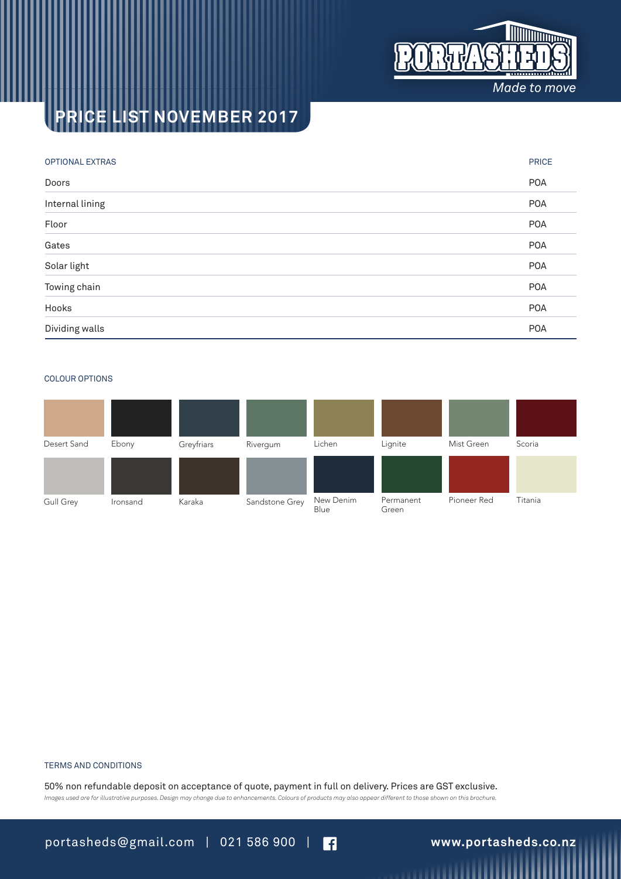# PRICE LIST NOVEMBER 2017

| OPTIONAL EXTRAS | PRICE |
| --- | --- |
| Doors | POA |
| Internal lining | POA |
| Floor | POA |
| Gates | POA |
| Solar light | POA |
| Towing chain | POA |
| Hooks | POA |
| Dividing walls | POA |

## COLOUR OPTIONS

Desert Sand

Ebony

Greyfriars

Rivergum

Lichen

Lignite

Mist Green

Scoria

Gull Grey

Ironsand

Karaka

Sandstone Grey

New Denim Blue

Permanent Green

Pioneer Red

Titania

## TERMS AND CONDITIONS

50% non refundable deposit on acceptance of quote, payment in full on delivery. Prices are GST exclusive.

*Images used are for illustrative purposes. Design may change due to enhancements. Colours of products may also appear different to those shown on this brochure.*

portasheds@gmail.com | 021 586 900 | www.portasheds.co.nz